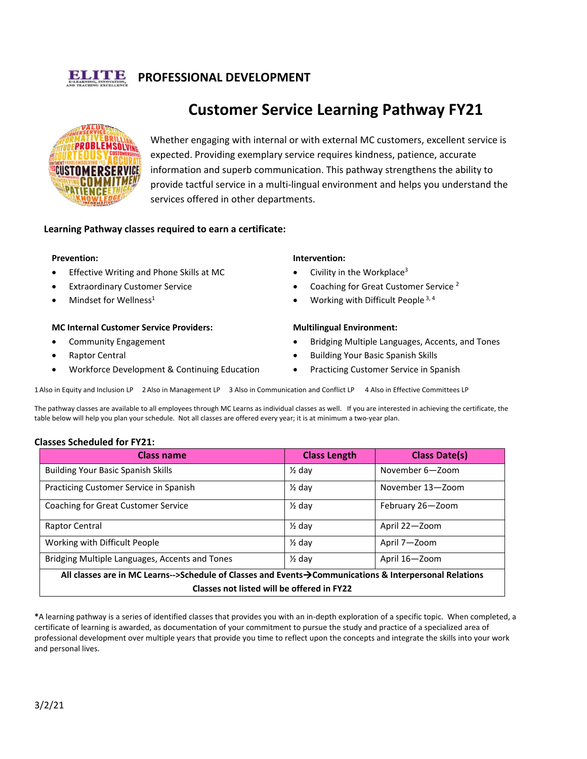**PROFESSIONAL DEVELOPMENT**

# Customer Service Learning Pathway FY21

Whether engaging with internal or with external MC customers, excellent service is expected. Providing exemplary service requires kindness, patience, accurate information and superb communication. This pathway strengthens the ability to provide tactful service in a multi-lingual environment and helps you understand the services offered in other departments.

**Learning Pathway classes required to earn a certificate:**

**Prevention:**

- Effective Writing and Phone Skills at MC
- Extraordinary Customer Service
- Mindset for Wellness[1]

**Intervention:**

- Civility in the Workplace[3]
- Coaching for Great Customer Service [2]
- Working with Difficult People [3, 4]

**MC Internal Customer Service Providers:**

- Community Engagement
- Raptor Central
- Workforce Development & Continuing Education

**Multilingual Environment:**

- Bridging Multiple Languages, Accents, and Tones
- Building Your Basic Spanish Skills
- Practicing Customer Service in Spanish

1 Also in Equity and Inclusion LP    2 Also in Management LP    3 Also in Communication and Conflict LP    4 Also in Effective Committees LP

The pathway classes are available to all employees through MC Learns as individual classes as well. If you are interested in achieving the certificate, the table below will help you plan your schedule. Not all classes are offered every year; it is at minimum a two-year plan.

**Classes Scheduled for FY21:**

| Class name | Class Length | Class Date(s) |
|---|---|---|
| Building Your Basic Spanish Skills | ½ day | November 6—Zoom |
| Practicing Customer Service in Spanish | ½ day | November 13—Zoom |
| Coaching for Great Customer Service | ½ day | February 26—Zoom |
| Raptor Central | ½ day | April 22—Zoom |
| Working with Difficult People | ½ day | April 7—Zoom |
| Bridging Multiple Languages, Accents and Tones | ½ day | April 16—Zoom |
| **All classes are in MC Learns-->Schedule of Classes and Events→Communications & Interpersonal Relations** | | |
| **Classes not listed will be offered in FY22** | | |

***A learning pathway is a series of identified classes that provides you with an in-depth exploration of a specific topic. When completed, a certificate of learning is awarded, as documentation of your commitment to pursue the study and practice of a specialized area of professional development over multiple years that provide you time to reflect upon the concepts and integrate the skills into your work and personal lives.

3/2/21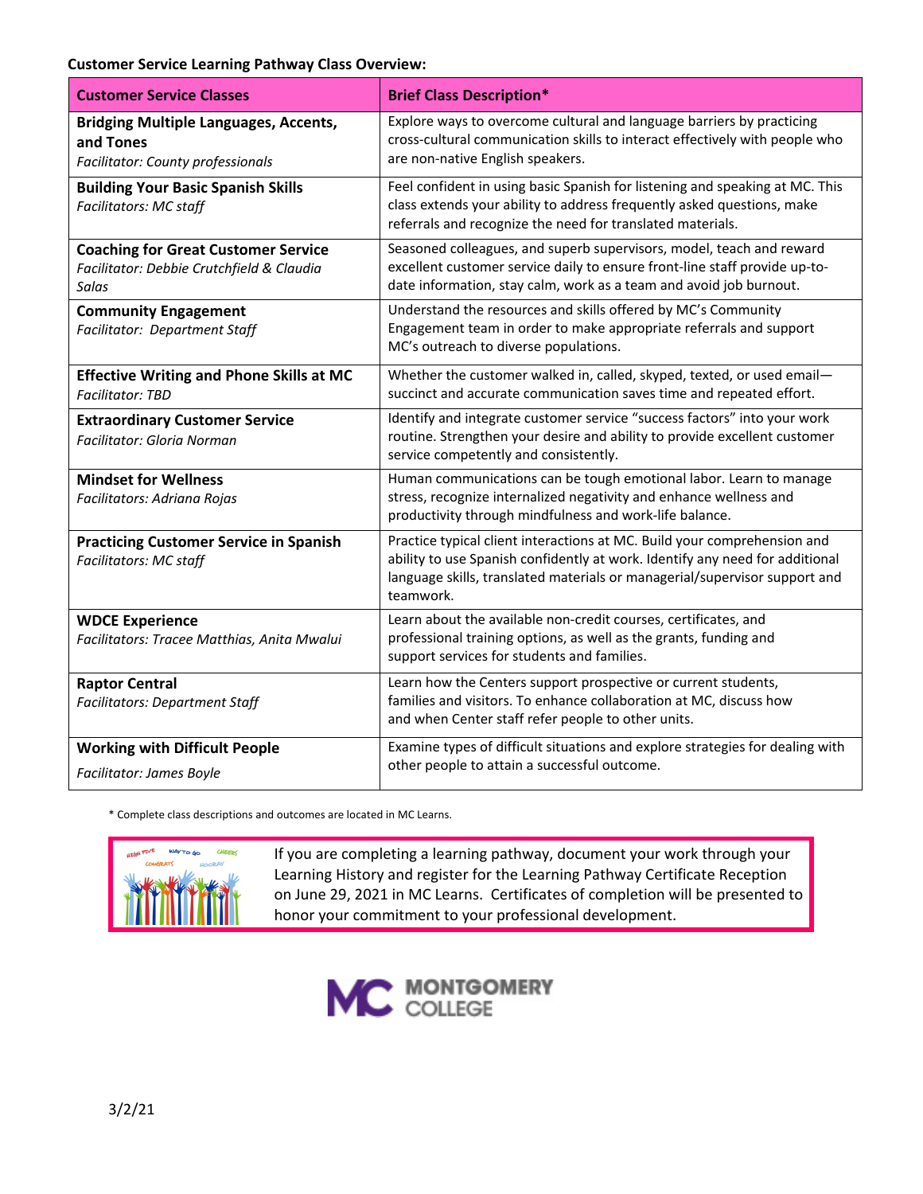**Customer Service Learning Pathway Class Overview:**

| Customer Service Classes | Brief Class Description* |
|---|---|
| **Bridging Multiple Languages, Accents, and Tones** *Facilitator: County professionals* | Explore ways to overcome cultural and language barriers by practicing cross-cultural communication skills to interact effectively with people who are non-native English speakers. |
| **Building Your Basic Spanish Skills** *Facilitators: MC staff* | Feel confident in using basic Spanish for listening and speaking at MC. This class extends your ability to address frequently asked questions, make referrals and recognize the need for translated materials. |
| **Coaching for Great Customer Service** *Facilitator: Debbie Crutchfield & Claudia Salas* | Seasoned colleagues, and superb supervisors, model, teach and reward excellent customer service daily to ensure front-line staff provide up-to-date information, stay calm, work as a team and avoid job burnout. |
| **Community Engagement** *Facilitator: Department Staff* | Understand the resources and skills offered by MC's Community Engagement team in order to make appropriate referrals and support MC's outreach to diverse populations. |
| **Effective Writing and Phone Skills at MC** *Facilitator: TBD* | Whether the customer walked in, called, skyped, texted, or used email—succinct and accurate communication saves time and repeated effort. |
| **Extraordinary Customer Service** *Facilitator: Gloria Norman* | Identify and integrate customer service "success factors" into your work routine. Strengthen your desire and ability to provide excellent customer service competently and consistently. |
| **Mindset for Wellness** *Facilitators: Adriana Rojas* | Human communications can be tough emotional labor. Learn to manage stress, recognize internalized negativity and enhance wellness and productivity through mindfulness and work-life balance. |
| **Practicing Customer Service in Spanish** *Facilitators: MC staff* | Practice typical client interactions at MC. Build your comprehension and ability to use Spanish confidently at work. Identify any need for additional language skills, translated materials or managerial/supervisor support and teamwork. |
| **WDCE Experience** *Facilitators: Tracee Matthias, Anita Mwalui* | Learn about the available non-credit courses, certificates, and professional training options, as well as the grants, funding and support services for students and families. |
| **Raptor Central** *Facilitators: Department Staff* | Learn how the Centers support prospective or current students, families and visitors. To enhance collaboration at MC, discuss how and when Center staff refer people to other units. |
| **Working with Difficult People** *Facilitator: James Boyle* | Examine types of difficult situations and explore strategies for dealing with other people to attain a successful outcome. |

\* Complete class descriptions and outcomes are located in MC Learns.

If you are completing a learning pathway, document your work through your Learning History and register for the Learning Pathway Certificate Reception on June 29, 2021 in MC Learns. Certificates of completion will be presented to honor your commitment to your professional development.

MONTGOMERY COLLEGE

3/2/21